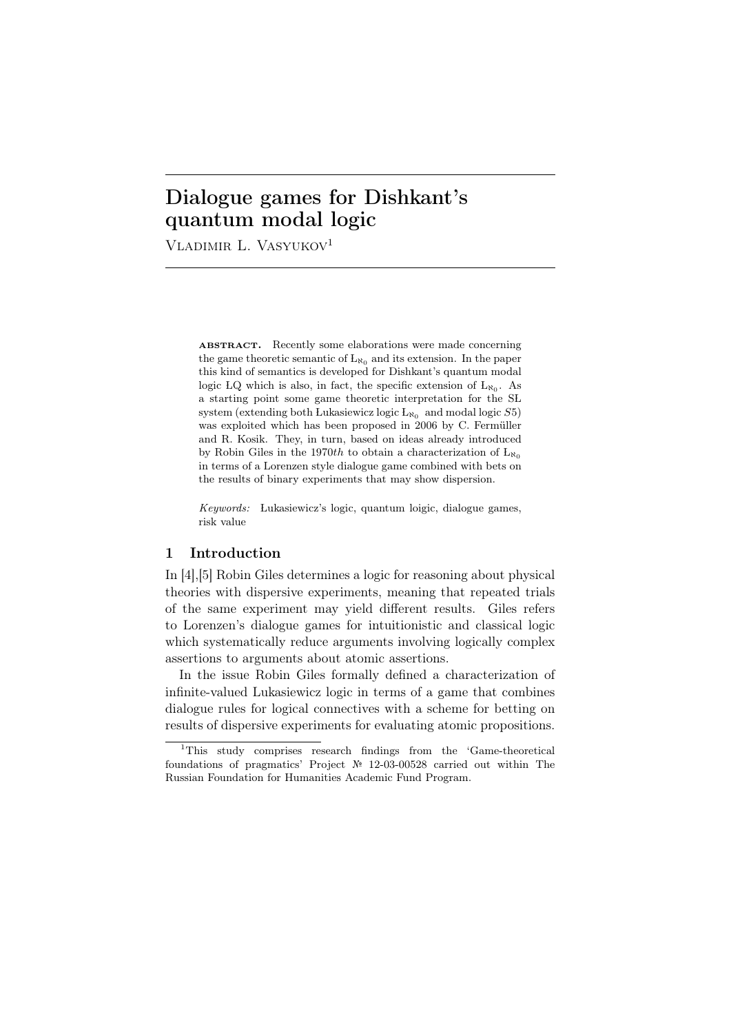# Dialogue games for Dishkant's quantum modal logic

Vladimir L. Vasyukov[1]

**ABSTRACT.** Recently some elaborations were made concerning the game theoretic semantic of $Ł_{\aleph_0}$ and its extension. In the paper this kind of semantics is developed for Dishkant's quantum modal logic LQ which is also, in fact, the specific extension of $Ł_{\aleph_0}$. As a starting point some game theoretic interpretation for the SL system (extending both Łukasiewicz logic $Ł_{\aleph_0}$ and modal logic $S5$) was exploited which has been proposed in 2006 by C. Fermüller and R. Kosik. They, in turn, based on ideas already introduced by Robin Giles in the 1970*th* to obtain a characterization of $Ł_{\aleph_0}$ in terms of a Lorenzen style dialogue game combined with bets on the results of binary experiments that may show dispersion.

*Keywords:* Łukasiewicz's logic, quantum loigic, dialogue games, risk value

## 1 Introduction

In [4],[5] Robin Giles determines a logic for reasoning about physical theories with dispersive experiments, meaning that repeated trials of the same experiment may yield different results. Giles refers to Lorenzen's dialogue games for intuitionistic and classical logic which systematically reduce arguments involving logically complex assertions to arguments about atomic assertions.

In the issue Robin Giles formally defined a characterization of infinite-valued Lukasiewicz logic in terms of a game that combines dialogue rules for logical connectives with a scheme for betting on results of dispersive experiments for evaluating atomic propositions.

[1] This study comprises research findings from the 'Game-theoretical foundations of pragmatics' Project № 12-03-00528 carried out within The Russian Foundation for Humanities Academic Fund Program.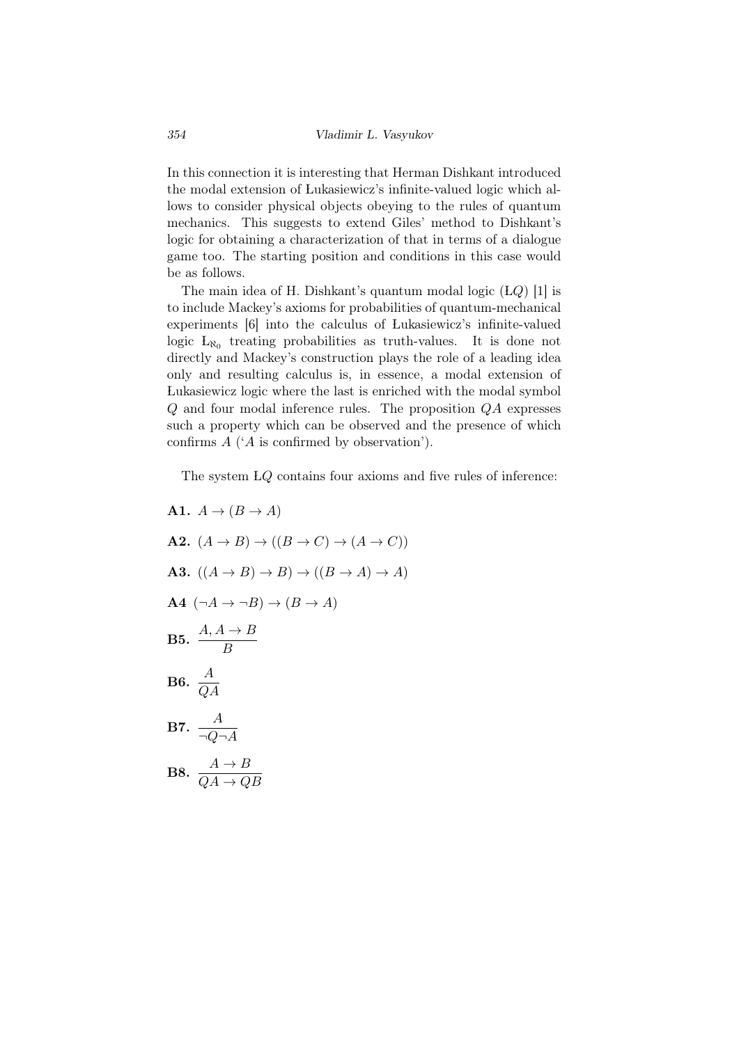In this connection it is interesting that Herman Dishkant introduced the modal extension of Łukasiewicz's infinite-valued logic which allows to consider physical objects obeying to the rules of quantum mechanics. This suggests to extend Giles' method to Dishkant's logic for obtaining a characterization of that in terms of a dialogue game too. The starting position and conditions in this case would be as follows.

The main idea of H. Dishkant's quantum modal logic (Ł$Q$) [1] is to include Mackey's axioms for probabilities of quantum-mechanical experiments [6] into the calculus of Łukasiewicz's infinite-valued logic $Ł_{\aleph_0}$ treating probabilities as truth-values. It is done not directly and Mackey's construction plays the role of a leading idea only and resulting calculus is, in essence, a modal extension of Łukasiewicz logic where the last is enriched with the modal symbol $Q$ and four modal inference rules. The proposition $QA$ expresses such a property which can be observed and the presence of which confirms $A$ ('$A$ is confirmed by observation').

The system Ł$Q$ contains four axioms and five rules of inference:

**A1.** $A \to (B \to A)$

**A2.** $(A \to B) \to ((B \to C) \to (A \to C))$

**A3.** $((A \to B) \to B) \to ((B \to A) \to A)$

**A4** $(\neg A \to \neg B) \to (B \to A)$

**B5.** $\dfrac{A, A \to B}{B}$

**B6.** $\dfrac{A}{QA}$

**B7.** $\dfrac{A}{\neg Q \neg A}$

**B8.** $\dfrac{A \to B}{QA \to QB}$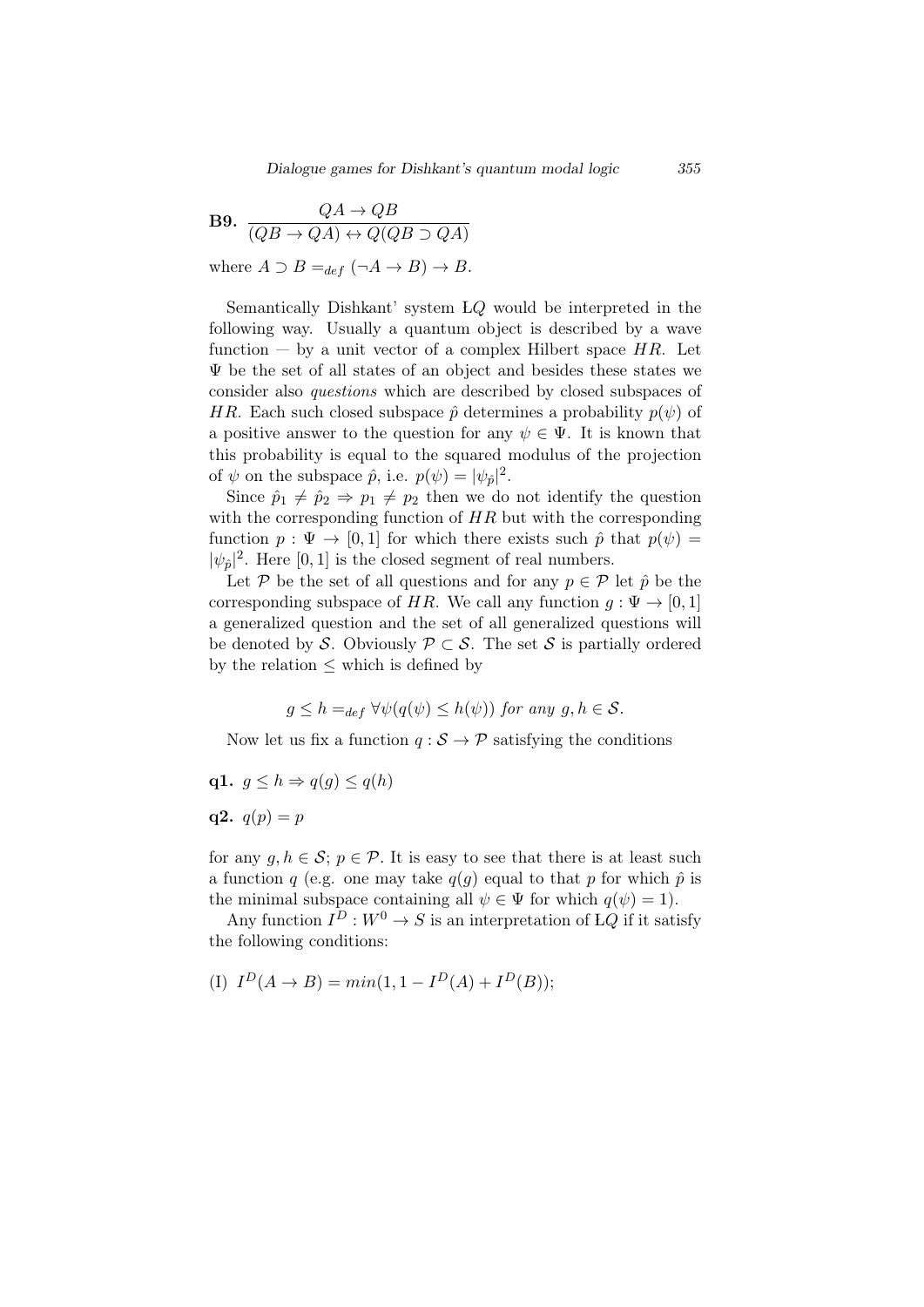**B9.** $\dfrac{QA \to QB}{(QB \to QA) \leftrightarrow Q(QB \supset QA)}$

where $A \supset B =_{def} (\neg A \to B) \to B$.

Semantically Dishkant' system L$Q$ would be interpreted in the following way. Usually a quantum object is described by a wave function — by a unit vector of a complex Hilbert space $HR$. Let $\Psi$ be the set of all states of an object and besides these states we consider also *questions* which are described by closed subspaces of $HR$. Each such closed subspace $\hat{p}$ determines a probability $p(\psi)$ of a positive answer to the question for any $\psi \in \Psi$. It is known that this probability is equal to the squared modulus of the projection of $\psi$ on the subspace $\hat{p}$, i.e. $p(\psi) = |\psi_{\hat{p}}|^2$.

Since $\hat{p}_1 \neq \hat{p}_2 \Rightarrow p_1 \neq p_2$ then we do not identify the question with the corresponding function of $HR$ but with the corresponding function $p : \Psi \to [0,1]$ for which there exists such $\hat{p}$ that $p(\psi) = |\psi_{\hat{p}}|^2$. Here $[0,1]$ is the closed segment of real numbers.

Let $\mathcal{P}$ be the set of all questions and for any $p \in \mathcal{P}$ let $\hat{p}$ be the corresponding subspace of $HR$. We call any function $g : \Psi \to [0,1]$ a generalized question and the set of all generalized questions will be denoted by $\mathcal{S}$. Obviously $\mathcal{P} \subset \mathcal{S}$. The set $\mathcal{S}$ is partially ordered by the relation $\leq$ which is defined by

$$g \leq h =_{def} \forall \psi (q(\psi) \leq h(\psi)) \textit{ for any } g, h \in \mathcal{S}.$$

Now let us fix a function $q : \mathcal{S} \to \mathcal{P}$ satisfying the conditions

**q1.** $g \leq h \Rightarrow q(g) \leq q(h)$

**q2.** $q(p) = p$

for any $g, h \in \mathcal{S}$; $p \in \mathcal{P}$. It is easy to see that there is at least such a function $q$ (e.g. one may take $q(g)$ equal to that $p$ for which $\hat{p}$ is the minimal subspace containing all $\psi \in \Psi$ for which $q(\psi) = 1$).

Any function $I^D : W^0 \to S$ is an interpretation of L$Q$ if it satisfy the following conditions:

(I) $I^D(A \to B) = min(1, 1 - I^D(A) + I^D(B))$;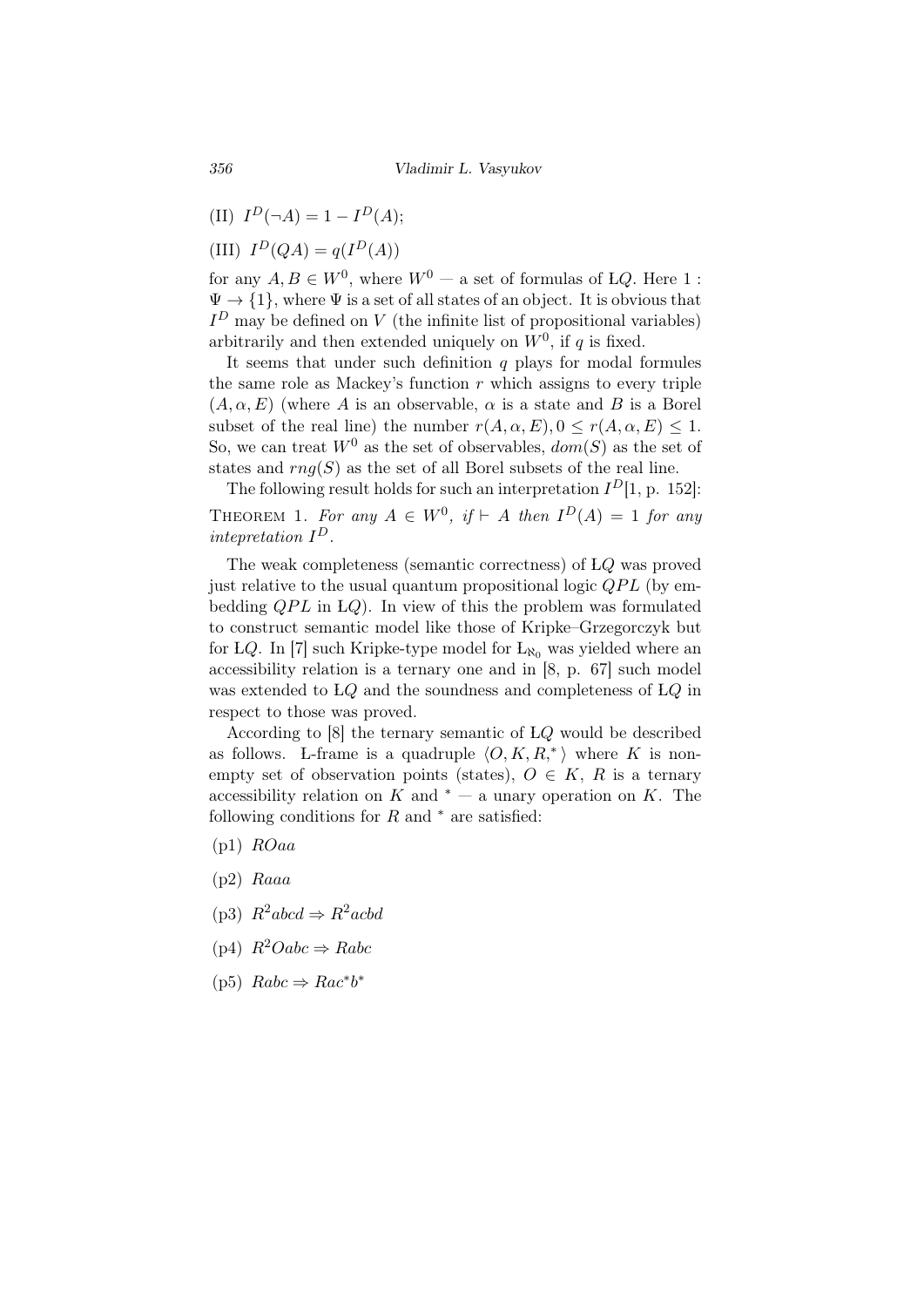(II) $I^D(\neg A) = 1 - I^D(A)$;

(III) $I^D(QA) = q(I^D(A))$

for any $A, B \in W^0$, where $W^0$ — a set of formulas of Ł$Q$. Here $1 : \Psi \to \{1\}$, where $\Psi$ is a set of all states of an object. It is obvious that $I^D$ may be defined on $V$ (the infinite list of propositional variables) arbitrarily and then extended uniquely on $W^0$, if $q$ is fixed.

It seems that under such definition $q$ plays for modal formules the same role as Mackey's function $r$ which assigns to every triple $(A, \alpha, E)$ (where $A$ is an observable, $\alpha$ is a state and $B$ is a Borel subset of the real line) the number $r(A, \alpha, E), 0 \leq r(A, \alpha, E) \leq 1$. So, we can treat $W^0$ as the set of observables, $dom(S)$ as the set of states and $rng(S)$ as the set of all Borel subsets of the real line.

The following result holds for such an interpretation $I^D$[1, p. 152]:

Theorem 1. *For any $A \in W^0$, if $\vdash A$ then $I^D(A) = 1$ for any intepretation $I^D$.*

The weak completeness (semantic correctness) of Ł$Q$ was proved just relative to the usual quantum propositional logic $QPL$ (by embedding $QPL$ in Ł$Q$). In view of this the problem was formulated to construct semantic model like those of Kripke–Grzegorczyk but for Ł$Q$. In [7] such Kripke-type model for $Ł_{\aleph_0}$ was yielded where an accessibility relation is a ternary one and in [8, p. 67] such model was extended to Ł$Q$ and the soundness and completeness of Ł$Q$ in respect to those was proved.

According to [8] the ternary semantic of Ł$Q$ would be described as follows. Ł-frame is a quadruple $\langle O, K, R, ^* \rangle$ where $K$ is non-empty set of observation points (states), $O \in K$, $R$ is a ternary accessibility relation on $K$ and $^*$ — a unary operation on $K$. The following conditions for $R$ and $^*$ are satisfied:

(p1) $ROaa$

(p2) $Raaa$

(p3) $R^2abcd \Rightarrow R^2acbd$

(p4) $R^2Oabc \Rightarrow Rabc$

(p5) $Rabc \Rightarrow Rac^*b^*$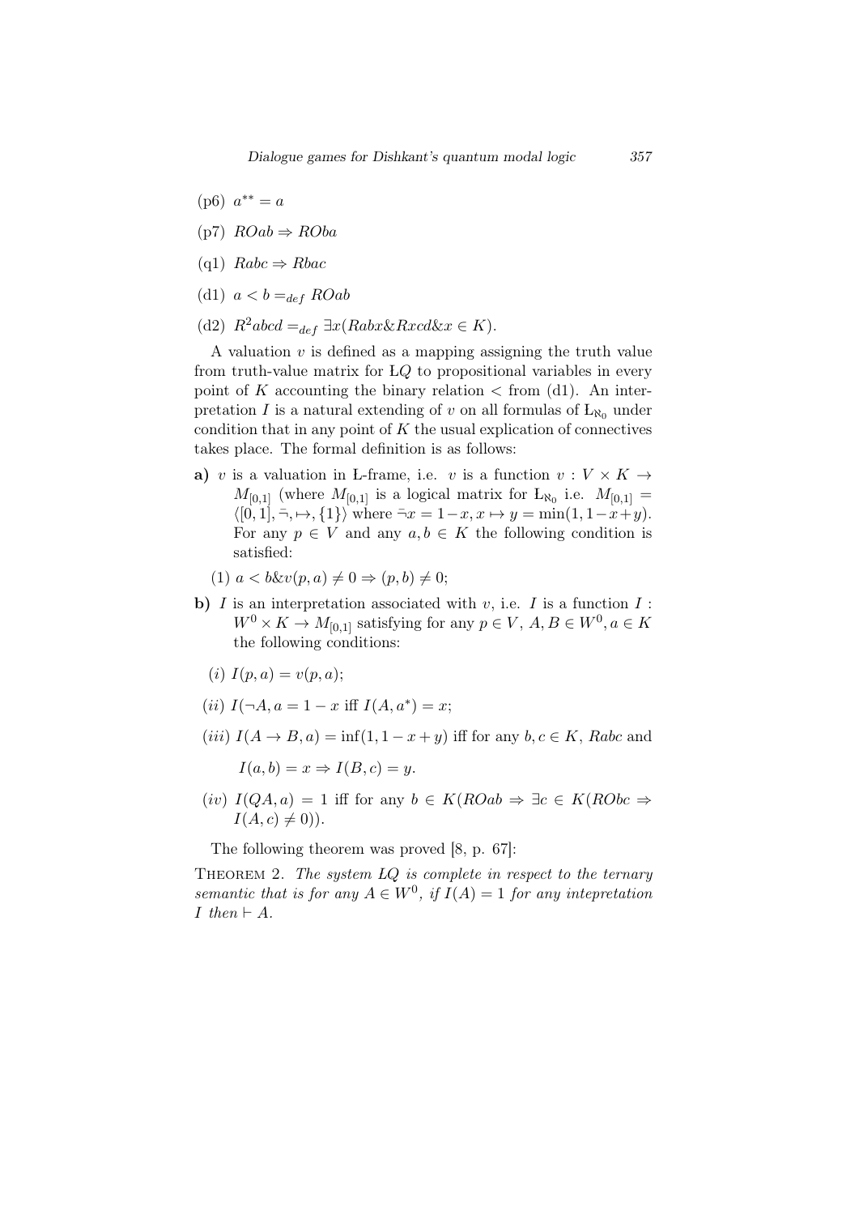(p6) $a^{**} = a$

(p7) $ROab \Rightarrow ROba$

(q1) $Rabc \Rightarrow Rbac$

(d1) $a < b =_{def} ROab$

(d2) $R^2abcd =_{def} \exists x(Rabx \& Rxcd \& x \in K)$.

A valuation $v$ is defined as a mapping assigning the truth value from truth-value matrix for Ł$Q$ to propositional variables in every point of $K$ accounting the binary relation $<$ from (d1). An interpretation $I$ is a natural extending of $v$ on all formulas of $\text{Ł}_{\aleph_0}$ under condition that in any point of $K$ the usual explication of connectives takes place. The formal definition is as follows:

**a)** $v$ is a valuation in Ł-frame, i.e. $v$ is a function $v : V \times K \to M_{[0,1]}$ (where $M_{[0,1]}$ is a logical matrix for $\text{Ł}_{\aleph_0}$ i.e. $M_{[0,1]} = \langle [0,1], \bar{\neg}, \mapsto, \{1\} \rangle$ where $\bar{\neg} x = 1 - x$, $x \mapsto y = \min(1, 1-x+y)$. For any $p \in V$ and any $a, b \in K$ the following condition is satisfied:

(1) $a < b \& v(p,a) \neq 0 \Rightarrow (p,b) \neq 0$;

**b)** $I$ is an interpretation associated with $v$, i.e. $I$ is a function $I : W^0 \times K \to M_{[0,1]}$ satisfying for any $p \in V$, $A, B \in W^0, a \in K$ the following conditions:

($i$) $I(p,a) = v(p,a)$;

($ii$) $I(\neg A, a = 1 - x$ iff $I(A, a^*) = x$;

($iii$) $I(A \to B, a) = \inf(1, 1-x+y)$ iff for any $b, c \in K$, $Rabc$ and

$I(a,b) = x \Rightarrow I(B,c) = y$.

($iv$) $I(QA, a) = 1$ iff for any $b \in K(ROab \Rightarrow \exists c \in K(RObc \Rightarrow I(A,c) \neq 0))$.

The following theorem was proved [8, p. 67]:

THEOREM 2. *The system ŁQ is complete in respect to the ternary semantic that is for any $A \in W^0$, if $I(A) = 1$ for any intepretation $I$ then $\vdash A$.*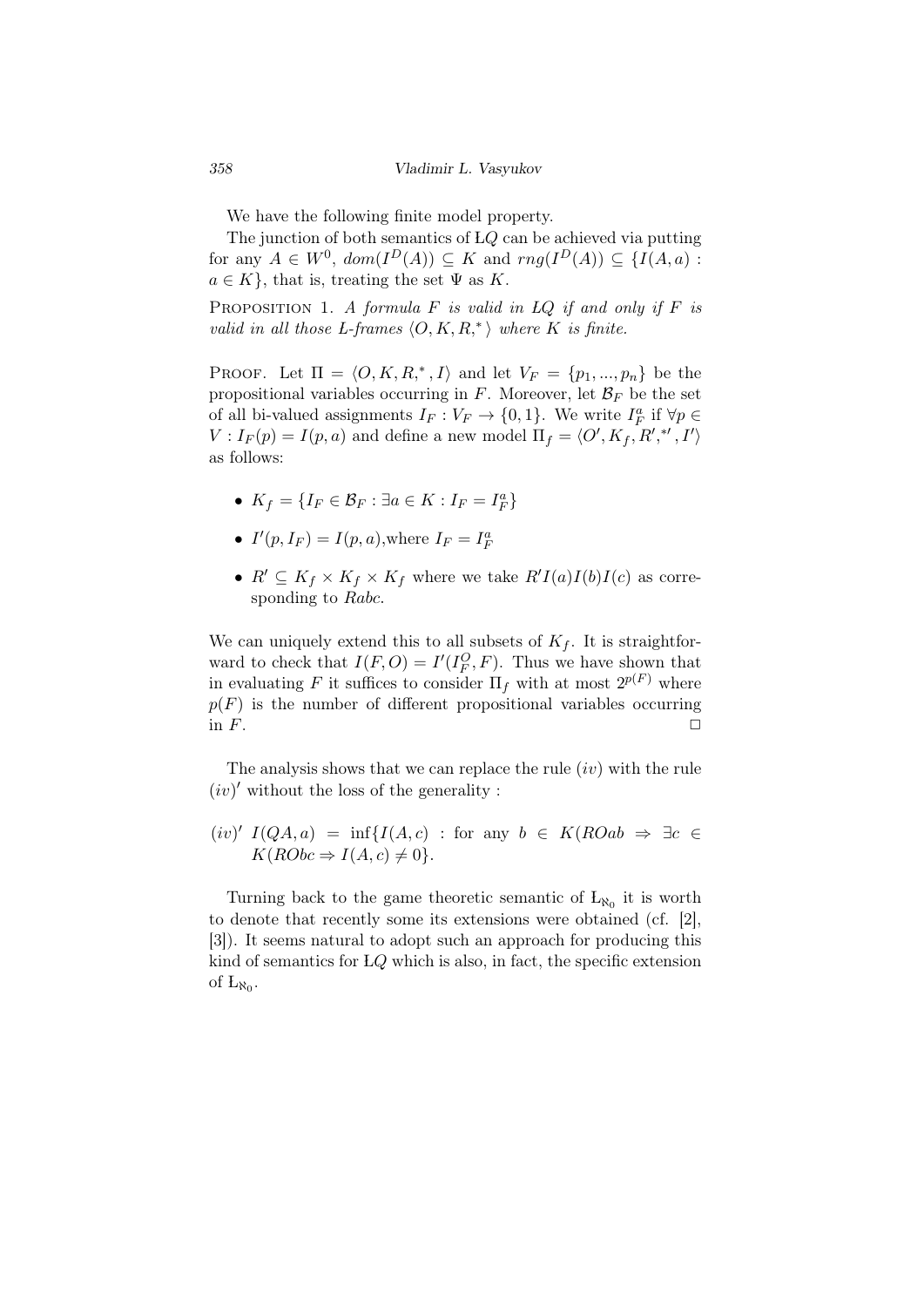We have the following finite model property.

The junction of both semantics of Ł$Q$ can be achieved via putting for any $A \in W^0$, $dom(I^D(A)) \subseteq K$ and $rng(I^D(A)) \subseteq \{I(A,a) : a \in K\}$, that is, treating the set $\Psi$ as $K$.

Proposition 1. *A formula $F$ is valid in Ł$Q$ if and only if $F$ is valid in all those L-frames $\langle O, K, R, ^* \rangle$ where $K$ is finite.*

Proof. Let $\Pi = \langle O, K, R, ^*, I \rangle$ and let $V_F = \{p_1, ..., p_n\}$ be the propositional variables occurring in $F$. Moreover, let $\mathcal{B}_F$ be the set of all bi-valued assignments $I_F : V_F \to \{0,1\}$. We write $I_F^a$ if $\forall p \in V : I_F(p) = I(p,a)$ and define a new model $\Pi_f = \langle O', K_f, R', ^{*\prime}, I' \rangle$ as follows:

- $K_f = \{I_F \in \mathcal{B}_F : \exists a \in K : I_F = I_F^a\}$
- $I'(p, I_F) = I(p,a)$,where $I_F = I_F^a$
- $R' \subseteq K_f \times K_f \times K_f$ where we take $R' I(a) I(b) I(c)$ as corresponding to $Rabc$.

We can uniquely extend this to all subsets of $K_f$. It is straightforward to check that $I(F, O) = I'(I_F^O, F)$. Thus we have shown that in evaluating $F$ it suffices to consider $\Pi_f$ with at most $2^{p(F)}$ where $p(F)$ is the number of different propositional variables occurring in $F$. □

The analysis shows that we can replace the rule $(iv)$ with the rule $(iv)'$ without the loss of the generality :

$(iv)'$ $I(QA, a) = \inf\{I(A,c)$ : for any $b \in K(ROab \Rightarrow \exists c \in K(RObc \Rightarrow I(A,c) \neq 0\}$.

Turning back to the game theoretic semantic of $Ł_{\aleph_0}$ it is worth to denote that recently some its extensions were obtained (cf. [2], [3]). It seems natural to adopt such an approach for producing this kind of semantics for Ł$Q$ which is also, in fact, the specific extension of $Ł_{\aleph_0}$.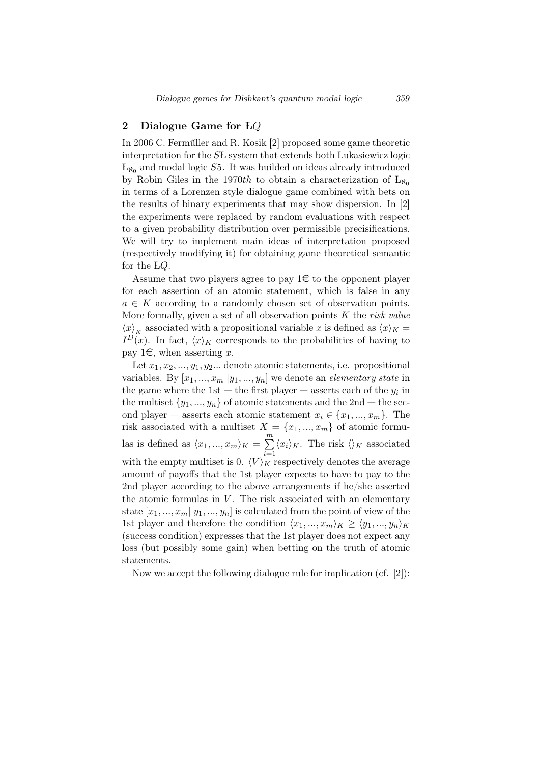## 2 Dialogue Game for Ł$Q$

In 2006 C. Fermüller and R. Kosik [2] proposed some game theoretic interpretation for the $S$Ł system that extends both Lukasiewicz logic $\text{Ł}_{\aleph_0}$ and modal logic $S5$. It was builded on ideas already introduced by Robin Giles in the 1970*th* to obtain a characterization of $\text{Ł}_{\aleph_0}$ in terms of a Lorenzen style dialogue game combined with bets on the results of binary experiments that may show dispersion. In [2] the experiments were replaced by random evaluations with respect to a given probability distribution over permissible precisifications. We will try to implement main ideas of interpretation proposed (respectively modifying it) for obtaining game theoretical semantic for the Ł$Q$.

Assume that two players agree to pay 1€ to the opponent player for each assertion of an atomic statement, which is false in any $a \in K$ according to a randomly chosen set of observation points. More formally, given a set of all observation points $K$ the *risk value* $\langle x \rangle_K$ associated with a propositional variable $x$ is defined as $\langle x \rangle_K = I^D(x)$. In fact, $\langle x \rangle_K$ corresponds to the probabilities of having to pay 1€, when asserting $x$.

Let $x_1, x_2, ..., y_1, y_2...$ denote atomic statements, i.e. propositional variables. By $[x_1, ..., x_m || y_1, ..., y_n]$ we denote an *elementary state* in the game where the 1st — the first player — asserts each of the $y_i$ in the multiset $\{y_1, ..., y_n\}$ of atomic statements and the 2nd — the second player — asserts each atomic statement $x_i \in \{x_1, ..., x_m\}$. The risk associated with a multiset $X = \{x_1, ..., x_m\}$ of atomic formulas is defined as $\langle x_1, ..., x_m \rangle_K = \sum_{i=1}^{m} \langle x_i \rangle_K$. The risk $\langle\rangle_K$ associated with the empty multiset is 0. $\langle V \rangle_K$ respectively denotes the average amount of payoffs that the 1st player expects to have to pay to the 2nd player according to the above arrangements if he/she asserted the atomic formulas in $V$. The risk associated with an elementary state $[x_1, ..., x_m || y_1, ..., y_n]$ is calculated from the point of view of the 1st player and therefore the condition $\langle x_1, ..., x_m \rangle_K \geq \langle y_1, ..., y_n \rangle_K$ (success condition) expresses that the 1st player does not expect any loss (but possibly some gain) when betting on the truth of atomic statements.

Now we accept the following dialogue rule for implication (cf. [2]):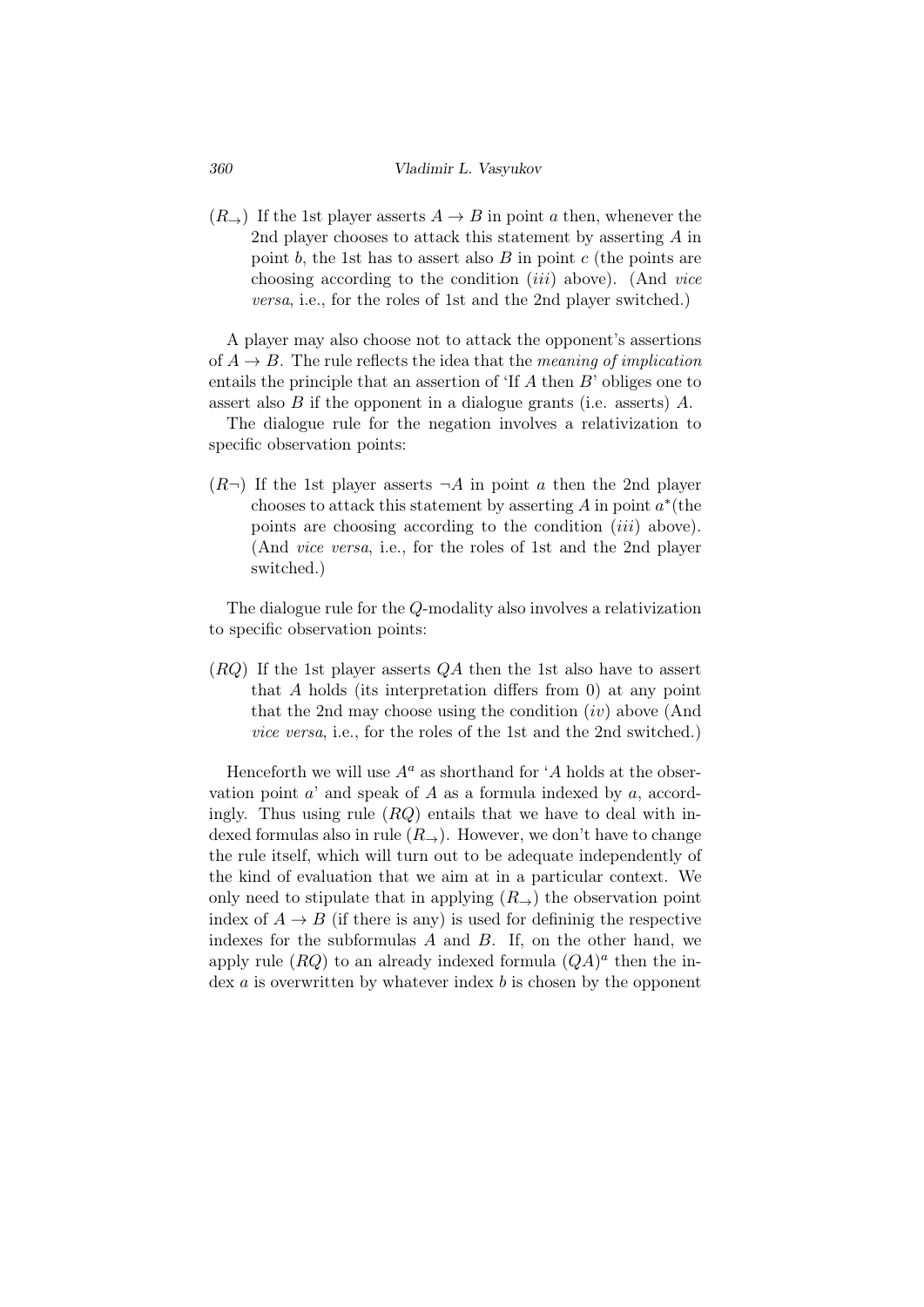($R_{\rightarrow}$) If the 1st player asserts $A \rightarrow B$ in point $a$ then, whenever the 2nd player chooses to attack this statement by asserting $A$ in point $b$, the 1st has to assert also $B$ in point $c$ (the points are choosing according to the condition (*iii*) above). (And *vice versa*, i.e., for the roles of 1st and the 2nd player switched.)

A player may also choose not to attack the opponent's assertions of $A \rightarrow B$. The rule reflects the idea that the *meaning of implication* entails the principle that an assertion of 'If $A$ then $B$' obliges one to assert also $B$ if the opponent in a dialogue grants (i.e. asserts) $A$.

The dialogue rule for the negation involves a relativization to specific observation points:

($R\neg$) If the 1st player asserts $\neg A$ in point $a$ then the 2nd player chooses to attack this statement by asserting $A$ in point $a^*$(the points are choosing according to the condition (*iii*) above). (And *vice versa*, i.e., for the roles of 1st and the 2nd player switched.)

The dialogue rule for the $Q$-modality also involves a relativization to specific observation points:

($RQ$) If the 1st player asserts $QA$ then the 1st also have to assert that $A$ holds (its interpretation differs from 0) at any point that the 2nd may choose using the condition (*iv*) above (And *vice versa*, i.e., for the roles of the 1st and the 2nd switched.)

Henceforth we will use $A^a$ as shorthand for '$A$ holds at the observation point $a$' and speak of $A$ as a formula indexed by $a$, accordingly. Thus using rule ($RQ$) entails that we have to deal with indexed formulas also in rule ($R_{\rightarrow}$). However, we don't have to change the rule itself, which will turn out to be adequate independently of the kind of evaluation that we aim at in a particular context. We only need to stipulate that in applying ($R_{\rightarrow}$) the observation point index of $A \rightarrow B$ (if there is any) is used for defininig the respective indexes for the subformulas $A$ and $B$. If, on the other hand, we apply rule ($RQ$) to an already indexed formula $(QA)^a$ then the index $a$ is overwritten by whatever index $b$ is chosen by the opponent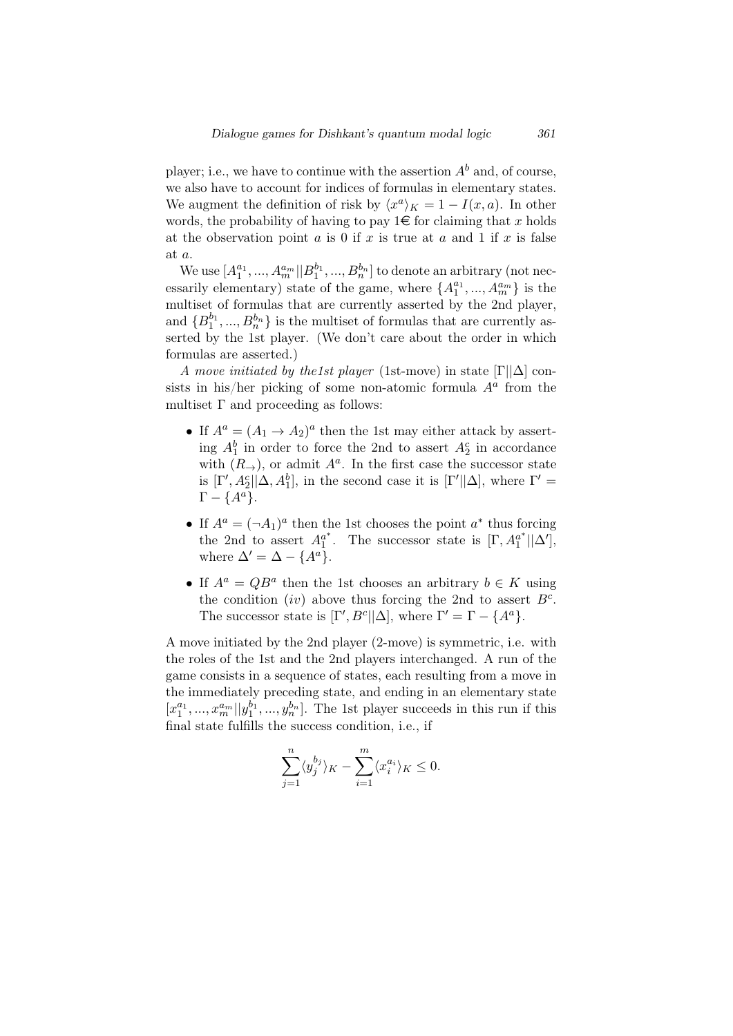player; i.e., we have to continue with the assertion $A^b$ and, of course, we also have to account for indices of formulas in elementary states. We augment the definition of risk by $\langle x^a \rangle_K = 1 - I(x, a)$. In other words, the probability of having to pay 1€ for claiming that $x$ holds at the observation point $a$ is 0 if $x$ is true at $a$ and 1 if $x$ is false at $a$.

We use $[A_1^{a_1}, ..., A_m^{a_m} || B_1^{b_1}, ..., B_n^{b_n}]$ to denote an arbitrary (not necessarily elementary) state of the game, where $\{A_1^{a_1}, ..., A_m^{a_m}\}$ is the multiset of formulas that are currently asserted by the 2nd player, and $\{B_1^{b_1}, ..., B_n^{b_n}\}$ is the multiset of formulas that are currently asserted by the 1st player. (We don't care about the order in which formulas are asserted.)

*A move initiated by the1st player* (1st-move) in state $[\Gamma || \Delta]$ consists in his/her picking of some non-atomic formula $A^a$ from the multiset $\Gamma$ and proceeding as follows:

- If $A^a = (A_1 \to A_2)^a$ then the 1st may either attack by asserting $A_1^b$ in order to force the 2nd to assert $A_2^c$ in accordance with $(R_\to)$, or admit $A^a$. In the first case the successor state is $[\Gamma', A_2^c || \Delta, A_1^b]$, in the second case it is $[\Gamma' || \Delta]$, where $\Gamma' = \Gamma - \{A^a\}$.
- If $A^a = (\neg A_1)^a$ then the 1st chooses the point $a^*$ thus forcing the 2nd to assert $A_1^{a^*}$. The successor state is $[\Gamma, A_1^{a^*} || \Delta']$, where $\Delta' = \Delta - \{A^a\}$.
- If $A^a = QB^a$ then the 1st chooses an arbitrary $b \in K$ using the condition $(iv)$ above thus forcing the 2nd to assert $B^c$. The successor state is $[\Gamma', B^c || \Delta]$, where $\Gamma' = \Gamma - \{A^a\}$.

A move initiated by the 2nd player (2-move) is symmetric, i.e. with the roles of the 1st and the 2nd players interchanged. A run of the game consists in a sequence of states, each resulting from a move in the immediately preceding state, and ending in an elementary state $[x_1^{a_1}, ..., x_m^{a_m} || y_1^{b_1}, ..., y_n^{b_n}]$. The 1st player succeeds in this run if this final state fulfills the success condition, i.e., if

$$\sum_{j=1}^{n} \langle y_j^{b_j} \rangle_K - \sum_{i=1}^{m} \langle x_i^{a_i} \rangle_K \leq 0.$$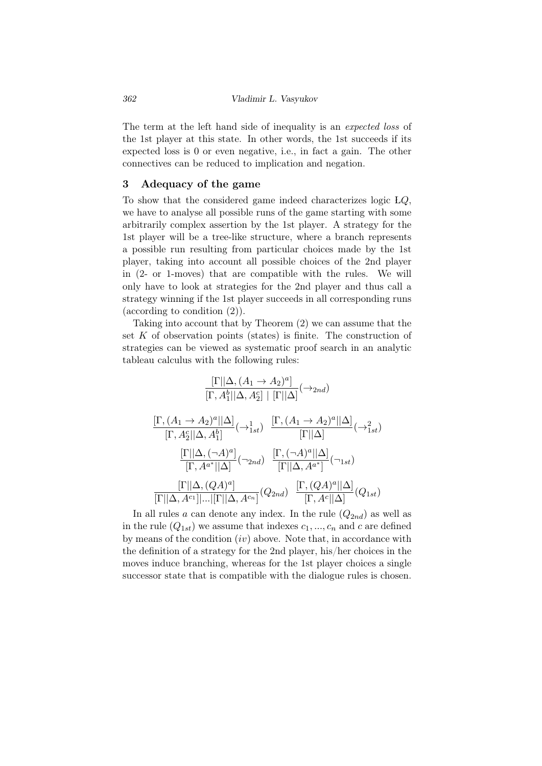The term at the left hand side of inequality is an *expected loss* of the 1st player at this state. In other words, the 1st succeeds if its expected loss is 0 or even negative, i.e., in fact a gain. The other connectives can be reduced to implication and negation.

## 3 Adequacy of the game

To show that the considered game indeed characterizes logic L$Q$, we have to analyse all possible runs of the game starting with some arbitrarily complex assertion by the 1st player. A strategy for the 1st player will be a tree-like structure, where a branch represents a possible run resulting from particular choices made by the 1st player, taking into account all possible choices of the 2nd player in (2- or 1-moves) that are compatible with the rules. We will only have to look at strategies for the 2nd player and thus call a strategy winning if the 1st player succeeds in all corresponding runs (according to condition (2)).

Taking into account that by Theorem (2) we can assume that the set $K$ of observation points (states) is finite. The construction of strategies can be viewed as systematic proof search in an analytic tableau calculus with the following rules:

$$\frac{[\Gamma||\Delta, (A_1 \to A_2)^a]}{[\Gamma, A_1^b||\Delta, A_2^c] \mid [\Gamma||\Delta]}(\to_{2nd})$$

$$\frac{[\Gamma, (A_1 \to A_2)^a||\Delta]}{[\Gamma, A_2^c||\Delta, A_1^b]}(\to_{1st}^1) \quad \frac{[\Gamma, (A_1 \to A_2)^a||\Delta]}{[\Gamma||\Delta]}(\to_{1st}^2)$$

$$\frac{[\Gamma||\Delta, (\neg A)^a]}{[\Gamma, A^{a^*}||\Delta]}(\neg_{2nd}) \quad \frac{[\Gamma, (\neg A)^a||\Delta]}{[\Gamma||\Delta, A^{a^*}]}(\neg_{1st})$$

$$\frac{[\Gamma||\Delta, (QA)^a]}{[\Gamma||\Delta, A^{c_1}]|...|[\Gamma||\Delta, A^{c_n}]}(Q_{2nd}) \quad \frac{[\Gamma, (QA)^a||\Delta]}{[\Gamma, A^c||\Delta]}(Q_{1st})$$

In all rules $a$ can denote any index. In the rule $(Q_{2nd})$ as well as in the rule $(Q_{1st})$ we assume that indexes $c_1, ..., c_n$ and $c$ are defined by means of the condition $(iv)$ above. Note that, in accordance with the definition of a strategy for the 2nd player, his/her choices in the moves induce branching, whereas for the 1st player choices a single successor state that is compatible with the dialogue rules is chosen.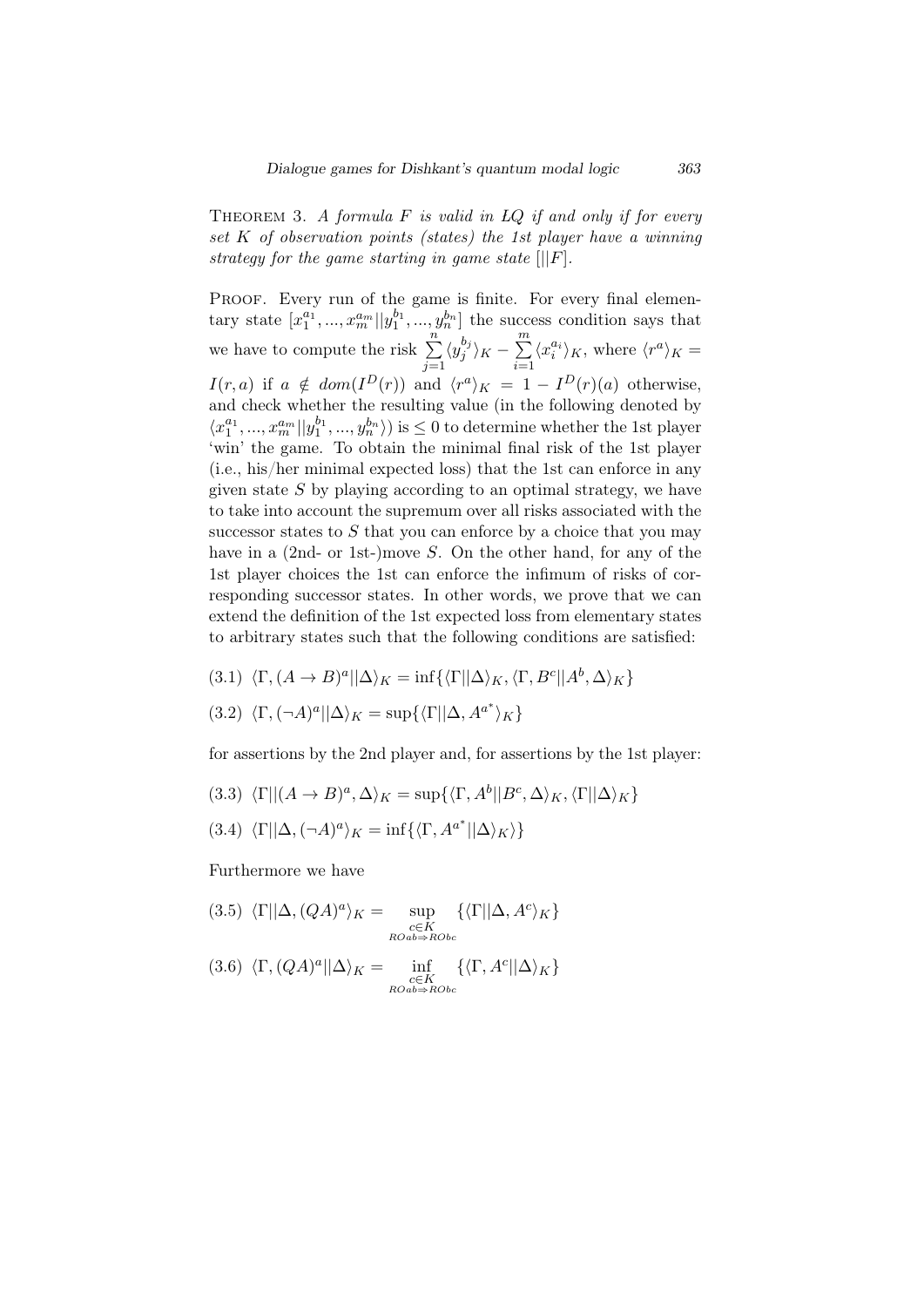THEOREM 3. *A formula $F$ is valid in LQ if and only if for every set $K$ of observation points (states) the 1st player have a winning strategy for the game starting in game state $[||F]$.*

PROOF. Every run of the game is finite. For every final elementary state $[x_1^{a_1}, ..., x_m^{a_m} || y_1^{b_1}, ..., y_n^{b_n}]$ the success condition says that we have to compute the risk $\sum_{j=1}^{n} \langle y_j^{b_j} \rangle_K - \sum_{i=1}^{m} \langle x_i^{a_i} \rangle_K$, where $\langle r^a \rangle_K = I(r, a)$ if $a \notin dom(I^D(r))$ and $\langle r^a \rangle_K = 1 - I^D(r)(a)$ otherwise, and check whether the resulting value (in the following denoted by $\langle x_1^{a_1}, ..., x_m^{a_m} || y_1^{b_1}, ..., y_n^{b_n} \rangle$) is $\leq 0$ to determine whether the 1st player 'win' the game. To obtain the minimal final risk of the 1st player (i.e., his/her minimal expected loss) that the 1st can enforce in any given state $S$ by playing according to an optimal strategy, we have to take into account the supremum over all risks associated with the successor states to $S$ that you can enforce by a choice that you may have in a (2nd- or 1st-)move $S$. On the other hand, for any of the 1st player choices the 1st can enforce the infimum of risks of corresponding successor states. In other words, we prove that we can extend the definition of the 1st expected loss from elementary states to arbitrary states such that the following conditions are satisfied:

(3.1) $\langle \Gamma, (A \to B)^a || \Delta \rangle_K = \inf\{\langle \Gamma || \Delta \rangle_K, \langle \Gamma, B^c || A^b, \Delta \rangle_K\}$

(3.2) $\langle \Gamma, (\neg A)^a || \Delta \rangle_K = \sup\{\langle \Gamma || \Delta, A^{a^*} \rangle_K\}$

for assertions by the 2nd player and, for assertions by the 1st player:

(3.3) $\langle \Gamma || (A \to B)^a, \Delta \rangle_K = \sup\{\langle \Gamma, A^b || B^c, \Delta \rangle_K, \langle \Gamma || \Delta \rangle_K\}$

(3.4) $\langle \Gamma || \Delta, (\neg A)^a \rangle_K = \inf\{\langle \Gamma, A^{a^*} || \Delta \rangle_K \rangle\}$

Furthermore we have

(3.5) $\langle \Gamma || \Delta, (QA)^a \rangle_K = \sup\limits_{\substack{c \in K \\ ROab \Rightarrow RObc}} \{\langle \Gamma || \Delta, A^c \rangle_K\}$

(3.6) $\langle \Gamma, (QA)^a || \Delta \rangle_K = \inf\limits_{\substack{c \in K \\ ROab \Rightarrow RObc}} \{\langle \Gamma, A^c || \Delta \rangle_K\}$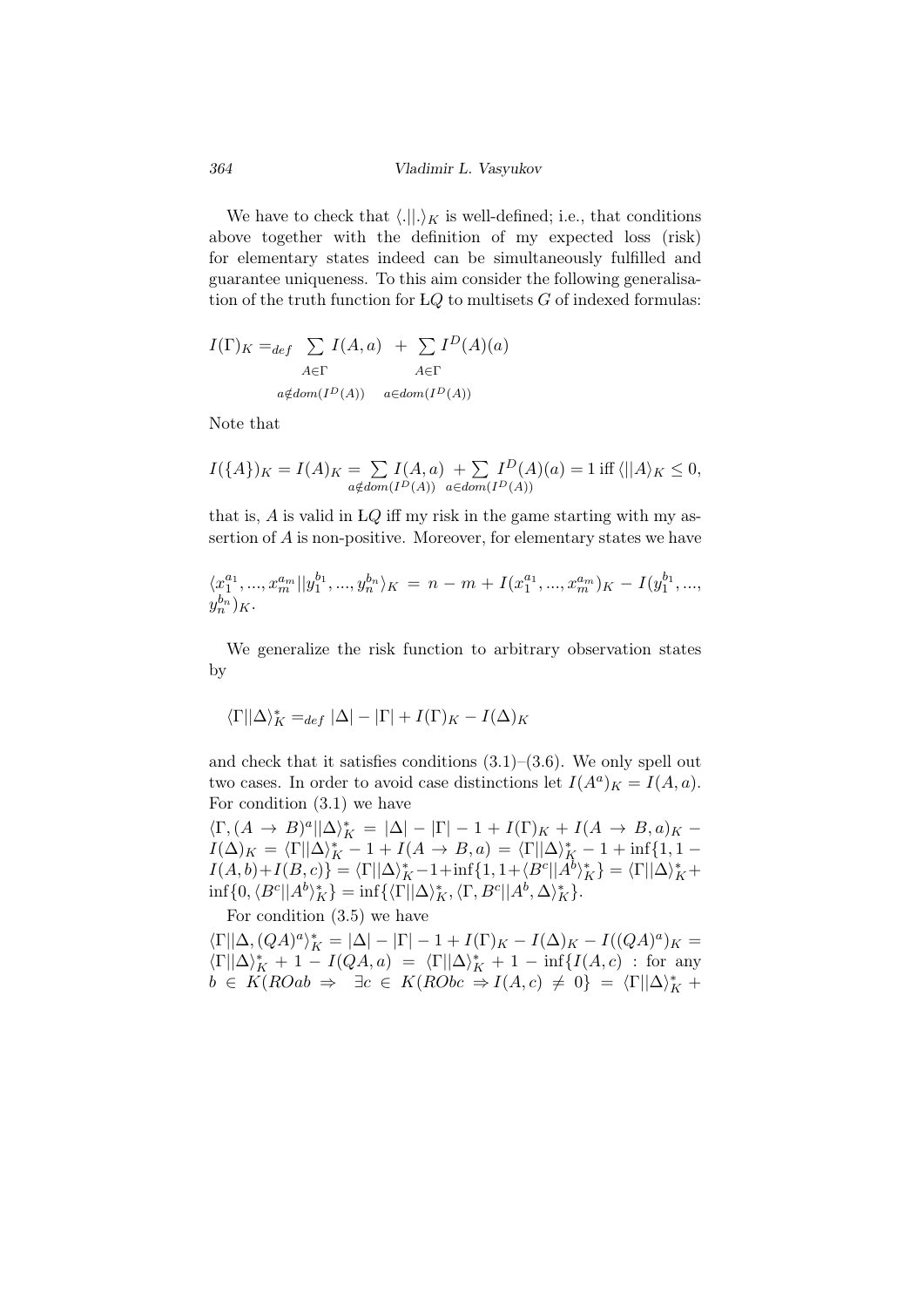We have to check that $\langle . || . \rangle_K$ is well-defined; i.e., that conditions above together with the definition of my expected loss (risk) for elementary states indeed can be simultaneously fulfilled and guarantee uniqueness. To this aim consider the following generalisation of the truth function for Ł$Q$ to multisets $G$ of indexed formulas:

$$I(\Gamma)_K =_{def} \sum_{\substack{A \in \Gamma \\ a \notin dom(I^D(A))}} I(A,a) \; + \sum_{\substack{A \in \Gamma \\ a \in dom(I^D(A))}} I^D(A)(a)$$

Note that

$$I(\{A\})_K = I(A)_K = \sum_{a \notin dom(I^D(A))} I(A,a) + \sum_{a \in dom(I^D(A))} I^D(A)(a) = 1 \text{ iff } \langle || A \rangle_K \leq 0,$$

that is, $A$ is valid in Ł$Q$ iff my risk in the game starting with my assertion of $A$ is non-positive. Moreover, for elementary states we have

$\langle x_1^{a_1}, ..., x_m^{a_m} || y_1^{b_1}, ..., y_n^{b_n} \rangle_K = n - m + I(x_1^{a_1}, ..., x_m^{a_m})_K - I(y_1^{b_1}, ..., y_n^{b_n})_K$.

We generalize the risk function to arbitrary observation states by

$$\langle \Gamma || \Delta \rangle^*_K =_{def} |\Delta| - |\Gamma| + I(\Gamma)_K - I(\Delta)_K$$

and check that it satisfies conditions (3.1)–(3.6). We only spell out two cases. In order to avoid case distinctions let $I(A^a)_K = I(A,a)$. For condition (3.1) we have

$\langle \Gamma, (A \to B)^a || \Delta \rangle^*_K = |\Delta| - |\Gamma| - 1 + I(\Gamma)_K + I(A \to B, a)_K - I(\Delta)_K = \langle \Gamma || \Delta \rangle^*_K - 1 + I(A \to B, a) = \langle \Gamma || \Delta \rangle^*_K - 1 + \inf\{1, 1 - I(A,b) + I(B,c)\} = \langle \Gamma || \Delta \rangle^*_K - 1 + \inf\{1, 1 + \langle B^c || A^b \rangle^*_K\} = \langle \Gamma || \Delta \rangle^*_K + \inf\{0, \langle B^c || A^b \rangle^*_K\} = \inf\{\langle \Gamma || \Delta \rangle^*_K, \langle \Gamma, B^c || A^b, \Delta \rangle^*_K\}$.

For condition (3.5) we have

$\langle \Gamma || \Delta, (QA)^a \rangle^*_K = |\Delta| - |\Gamma| - 1 + I(\Gamma)_K - I(\Delta)_K - I((QA)^a)_K = \langle \Gamma || \Delta \rangle^*_K + 1 - I(QA, a) = \langle \Gamma || \Delta \rangle^*_K + 1 - \inf\{I(A,c) : \text{for any } b \in K(ROab \Rightarrow \exists c \in K(RObc \Rightarrow I(A,c) \neq 0\} = \langle \Gamma || \Delta \rangle^*_K +$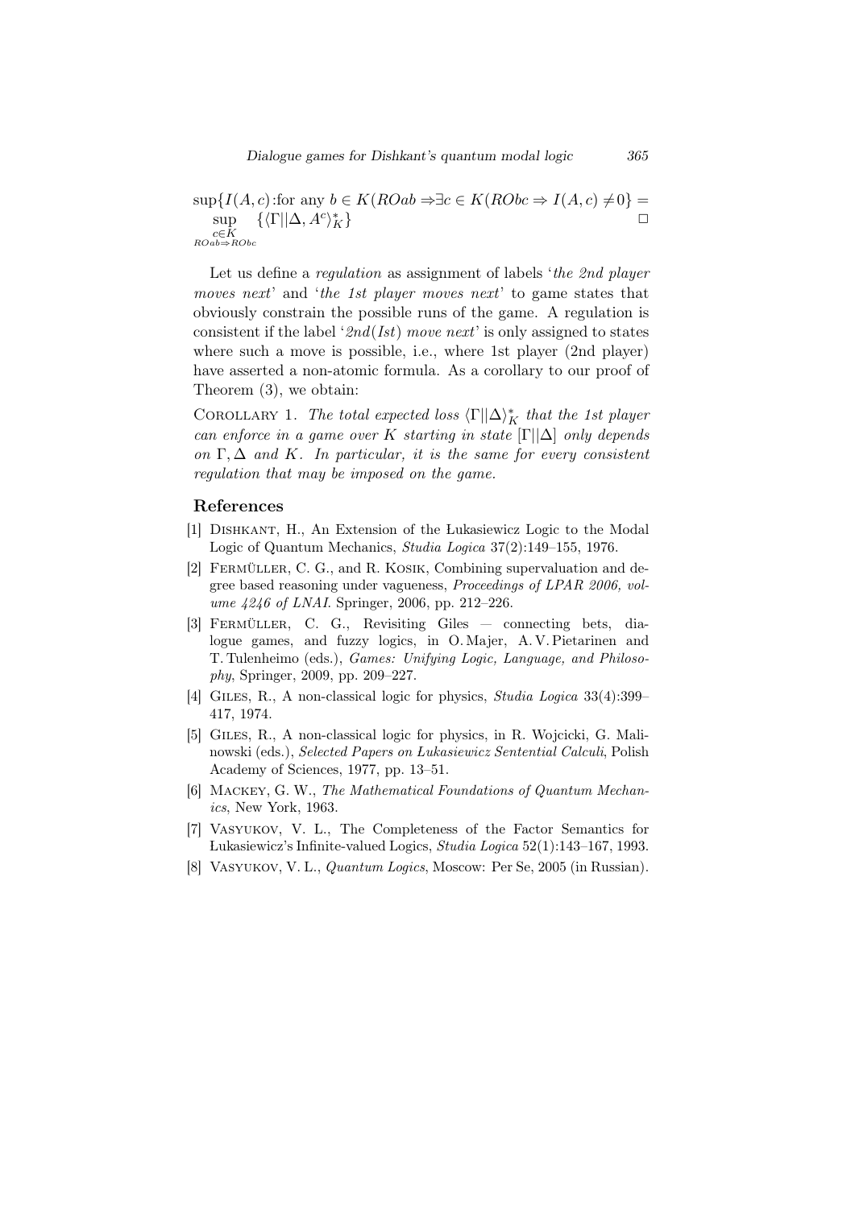$$\sup\{I(A,c)\text{:for any } b \in K(ROab \Rightarrow \exists c \in K(RObc \Rightarrow I(A,c) \neq 0\} = \sup_{\substack{c \in K \\ ROab \Rightarrow RObc}} \{\langle \Gamma || \Delta, A^c \rangle_K^*\} \qquad \square$$

Let us define a *regulation* as assignment of labels '*the 2nd player moves next*' and '*the 1st player moves next*' to game states that obviously constrain the possible runs of the game. A regulation is consistent if the label '*2nd(Ist) move next*' is only assigned to states where such a move is possible, i.e., where 1st player (2nd player) have asserted a non-atomic formula. As a corollary to our proof of Theorem (3), we obtain:

Corollary 1. *The total expected loss $\langle \Gamma || \Delta \rangle_K^*$ that the 1st player can enforce in a game over $K$ starting in state $[\Gamma || \Delta]$ only depends on $\Gamma, \Delta$ and $K$. In particular, it is the same for every consistent regulation that may be imposed on the game.*

## References

[1] Dishkant, H., An Extension of the Łukasiewicz Logic to the Modal Logic of Quantum Mechanics, *Studia Logica* 37(2):149–155, 1976.

[2] Fermüller, C. G., and R. Kosik, Combining supervaluation and degree based reasoning under vagueness, *Proceedings of LPAR 2006, volume 4246 of LNAI.* Springer, 2006, pp. 212–226.

[3] Fermüller, C. G., Revisiting Giles — connecting bets, dialogue games, and fuzzy logics, in O. Majer, A. V. Pietarinen and T. Tulenheimo (eds.), *Games: Unifying Logic, Language, and Philosophy*, Springer, 2009, pp. 209–227.

[4] Giles, R., A non-classical logic for physics, *Studia Logica* 33(4):399–417, 1974.

[5] Giles, R., A non-classical logic for physics, in R. Wojcicki, G. Malinowski (eds.), *Selected Papers on Łukasiewicz Sentential Calculi*, Polish Academy of Sciences, 1977, pp. 13–51.

[6] Mackey, G. W., *The Mathematical Foundations of Quantum Mechanics*, New York, 1963.

[7] Vasyukov, V. L., The Completeness of the Factor Semantics for Łukasiewicz's Infinite-valued Logics, *Studia Logica* 52(1):143–167, 1993.

[8] Vasyukov, V. L., *Quantum Logics*, Moscow: Per Se, 2005 (in Russian).